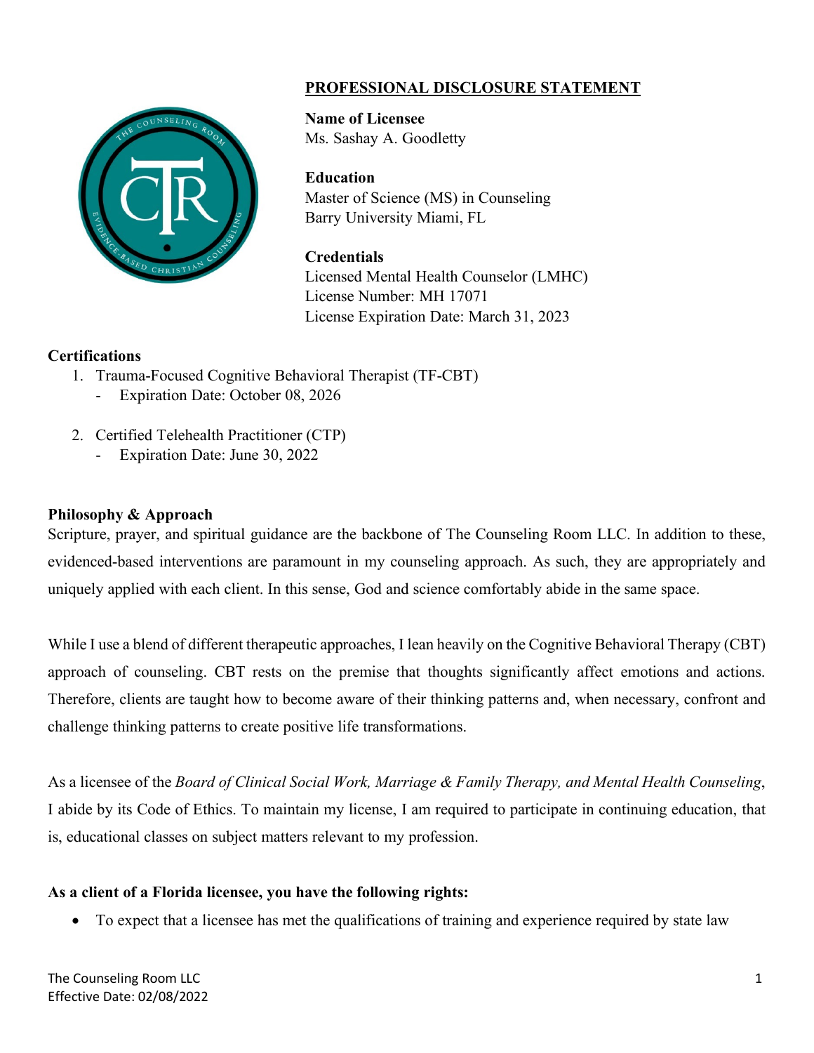# PROFESSIONAL DISCLOSURE STATEMENT

**Name of Licensee**
Ms. Sashay A. Goodletty

**Education**
Master of Science (MS) in Counseling
Barry University Miami, FL

**Credentials**
Licensed Mental Health Counselor (LMHC)
License Number: MH 17071
License Expiration Date: March 31, 2023

**Certifications**

1. Trauma-Focused Cognitive Behavioral Therapist (TF-CBT)
   - Expiration Date: October 08, 2026
2. Certified Telehealth Practitioner (CTP)
   - Expiration Date: June 30, 2022

**Philosophy & Approach**

Scripture, prayer, and spiritual guidance are the backbone of The Counseling Room LLC. In addition to these, evidenced-based interventions are paramount in my counseling approach. As such, they are appropriately and uniquely applied with each client. In this sense, God and science comfortably abide in the same space.

While I use a blend of different therapeutic approaches, I lean heavily on the Cognitive Behavioral Therapy (CBT) approach of counseling. CBT rests on the premise that thoughts significantly affect emotions and actions. Therefore, clients are taught how to become aware of their thinking patterns and, when necessary, confront and challenge thinking patterns to create positive life transformations.

As a licensee of the *Board of Clinical Social Work, Marriage & Family Therapy, and Mental Health Counseling*, I abide by its Code of Ethics. To maintain my license, I am required to participate in continuing education, that is, educational classes on subject matters relevant to my profession.

**As a client of a Florida licensee, you have the following rights:**

- To expect that a licensee has met the qualifications of training and experience required by state law

The Counseling Room LLC
Effective Date: 02/08/2022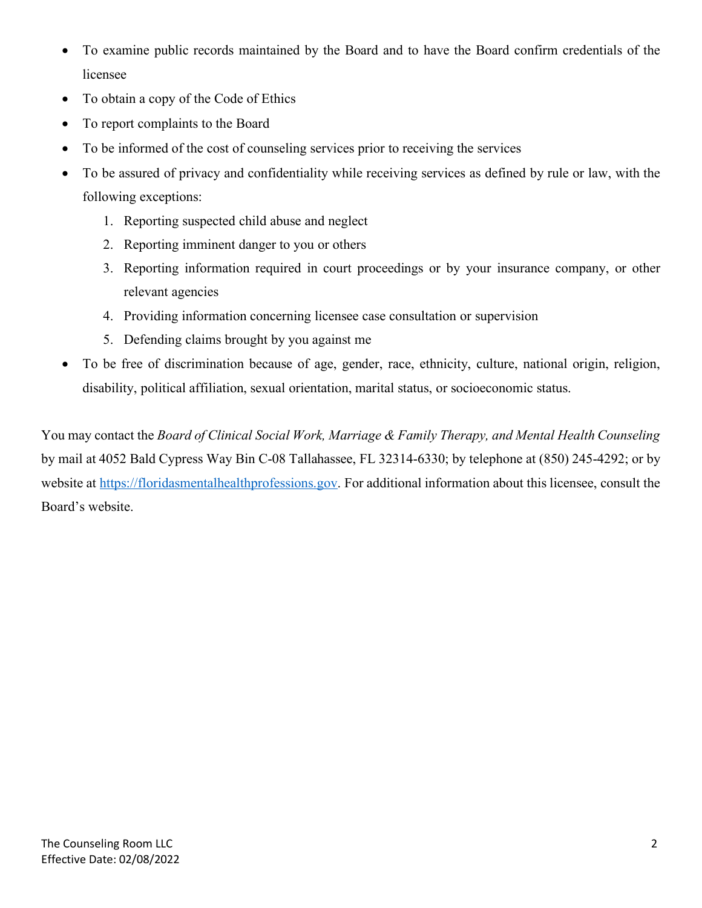- To examine public records maintained by the Board and to have the Board confirm credentials of the licensee
- To obtain a copy of the Code of Ethics
- To report complaints to the Board
- To be informed of the cost of counseling services prior to receiving the services
- To be assured of privacy and confidentiality while receiving services as defined by rule or law, with the following exceptions:
    1. Reporting suspected child abuse and neglect
    2. Reporting imminent danger to you or others
    3. Reporting information required in court proceedings or by your insurance company, or other relevant agencies
    4. Providing information concerning licensee case consultation or supervision
    5. Defending claims brought by you against me
- To be free of discrimination because of age, gender, race, ethnicity, culture, national origin, religion, disability, political affiliation, sexual orientation, marital status, or socioeconomic status.

You may contact the *Board of Clinical Social Work, Marriage & Family Therapy, and Mental Health Counseling* by mail at 4052 Bald Cypress Way Bin C-08 Tallahassee, FL 32314-6330; by telephone at (850) 245-4292; or by website at [https://floridasmentalhealthprofessions.gov](https://floridasmentalhealthprofessions.gov). For additional information about this licensee, consult the Board's website.